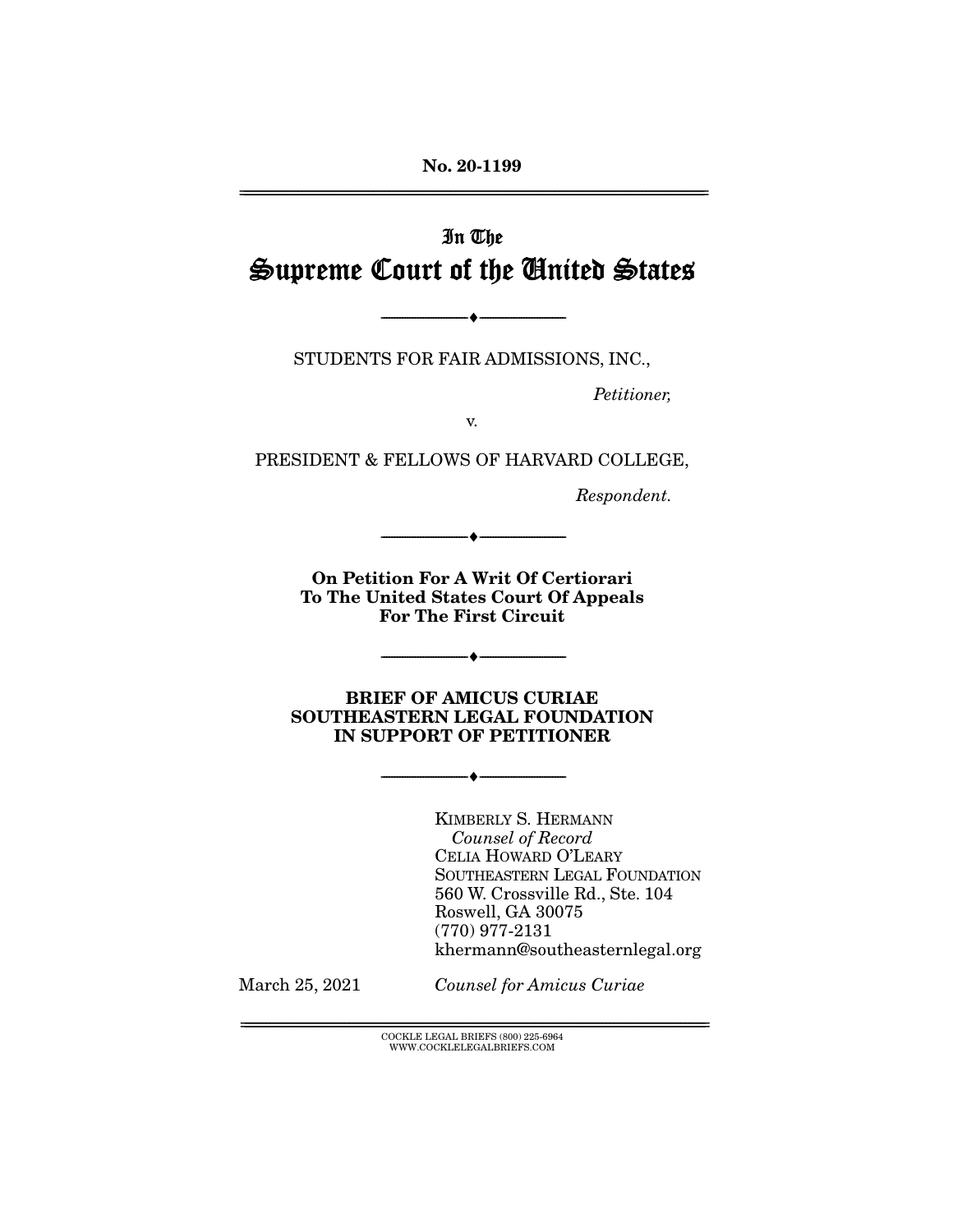**No. 20-1199**

---

# In The Supreme Court of the United States

---

STUDENTS FOR FAIR ADMISSIONS, INC.,

*Petitioner,*

v.

PRESIDENT & FELLOWS OF HARVARD COLLEGE,

*Respondent.*

---

**On Petition For A Writ Of Certiorari To The United States Court Of Appeals For The First Circuit**

---

**BRIEF OF AMICUS CURIAE SOUTHEASTERN LEGAL FOUNDATION IN SUPPORT OF PETITIONER**

---

KIMBERLY S. HERMANN
*Counsel of Record*
CELIA HOWARD O'LEARY
SOUTHEASTERN LEGAL FOUNDATION
560 W. Crossville Rd., Ste. 104
Roswell, GA 30075
(770) 977-2131
khermann@southeasternlegal.org

March 25, 2021

*Counsel for Amicus Curiae*

---

COCKLE LEGAL BRIEFS (800) 225-6964
WWW.COCKLELEGALBRIEFS.COM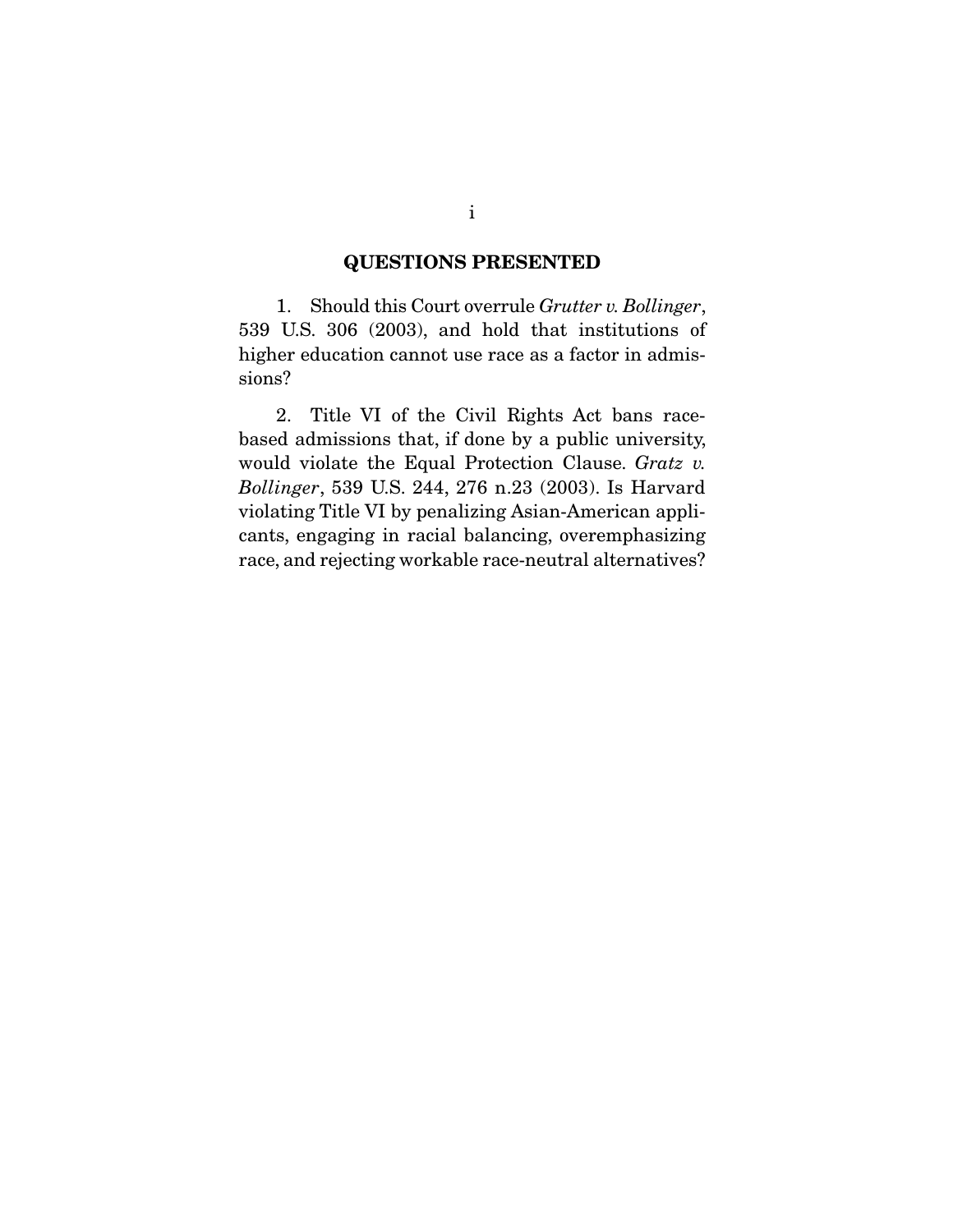## QUESTIONS PRESENTED

1. Should this Court overrule *Grutter v. Bollinger*, 539 U.S. 306 (2003), and hold that institutions of higher education cannot use race as a factor in admissions?

2. Title VI of the Civil Rights Act bans race-based admissions that, if done by a public university, would violate the Equal Protection Clause. *Gratz v. Bollinger*, 539 U.S. 244, 276 n.23 (2003). Is Harvard violating Title VI by penalizing Asian-American applicants, engaging in racial balancing, overemphasizing race, and rejecting workable race-neutral alternatives?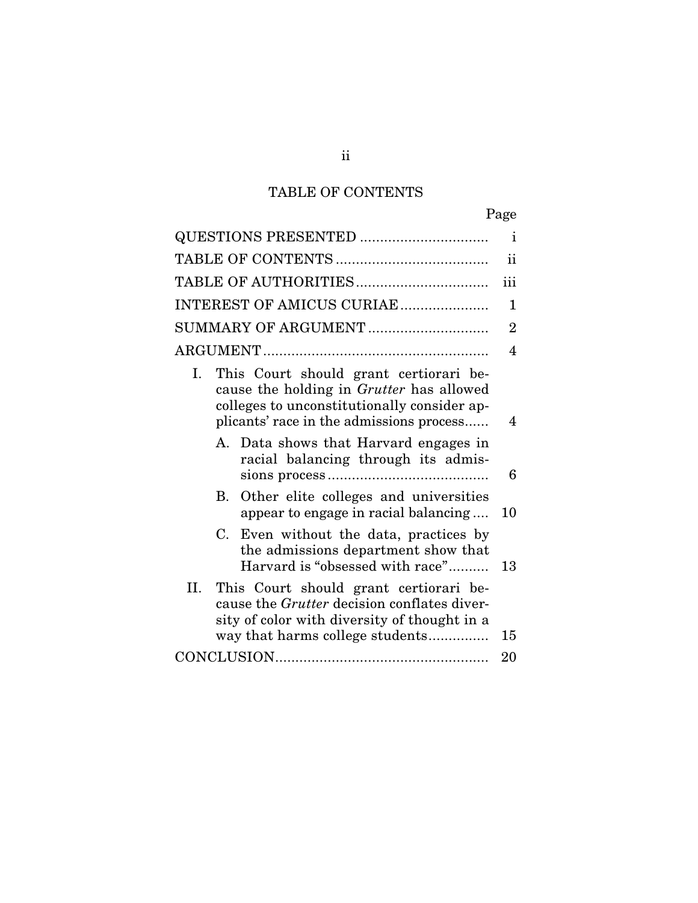## TABLE OF CONTENTS

| | Page |
|---|---|
| QUESTIONS PRESENTED | i |
| TABLE OF CONTENTS | ii |
| TABLE OF AUTHORITIES | iii |
| INTEREST OF AMICUS CURIAE | 1 |
| SUMMARY OF ARGUMENT | 2 |
| ARGUMENT | 4 |
| I. This Court should grant certiorari because the holding in *Grutter* has allowed colleges to unconstitutionally consider applicants' race in the admissions process | 4 |
| A. Data shows that Harvard engages in racial balancing through its admissions process | 6 |
| B. Other elite colleges and universities appear to engage in racial balancing | 10 |
| C. Even without the data, practices by the admissions department show that Harvard is "obsessed with race" | 13 |
| II. This Court should grant certiorari because the *Grutter* decision conflates diversity of color with diversity of thought in a way that harms college students | 15 |
| CONCLUSION | 20 |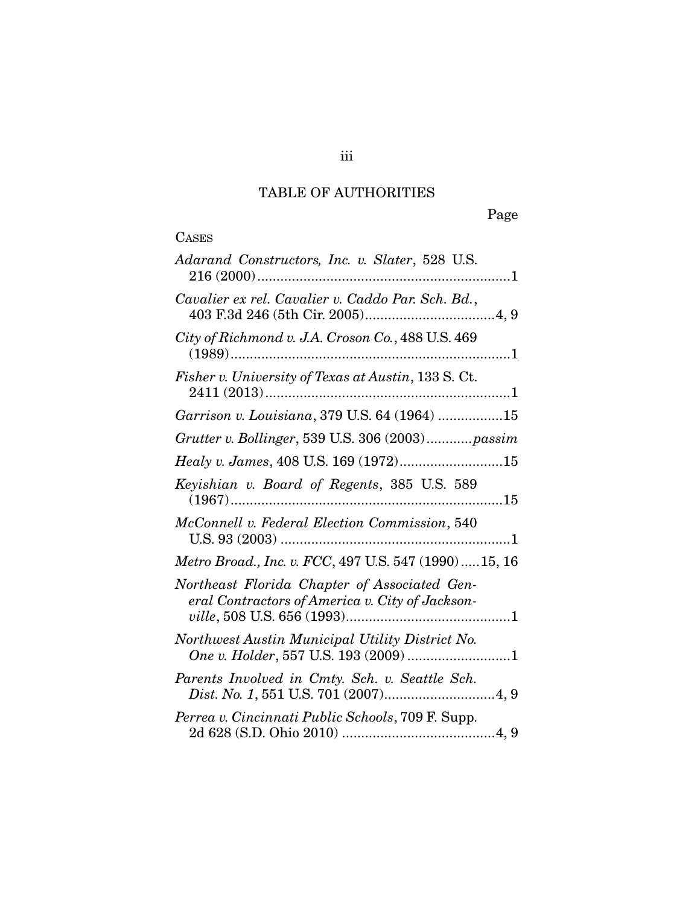# TABLE OF AUTHORITIES

Page

CASES

*Adarand Constructors, Inc. v. Slater*, 528 U.S. 216 (2000)....................................................................1

*Cavalier ex rel. Cavalier v. Caddo Par. Sch. Bd.*, 403 F.3d 246 (5th Cir. 2005)..................................4, 9

*City of Richmond v. J.A. Croson Co.*, 488 U.S. 469 (1989)..........................................................................1

*Fisher v. University of Texas at Austin*, 133 S. Ct. 2411 (2013)................................................................1

*Garrison v. Louisiana*, 379 U.S. 64 (1964) .................15

*Grutter v. Bollinger*, 539 U.S. 306 (2003)............*passim*

*Healy v. James*, 408 U.S. 169 (1972)...........................15

*Keyishian v. Board of Regents*, 385 U.S. 589 (1967)......................................................................15

*McConnell v. Federal Election Commission*, 540 U.S. 93 (2003) ............................................................1

*Metro Broad., Inc. v. FCC*, 497 U.S. 547 (1990).....15, 16

*Northeast Florida Chapter of Associated General Contractors of America v. City of Jacksonville*, 508 U.S. 656 (1993)...........................................1

*Northwest Austin Municipal Utility District No. One v. Holder*, 557 U.S. 193 (2009) ..........................1

*Parents Involved in Cmty. Sch. v. Seattle Sch. Dist. No. 1*, 551 U.S. 701 (2007).............................4, 9

*Perrea v. Cincinnati Public Schools*, 709 F. Supp. 2d 628 (S.D. Ohio 2010) ........................................4, 9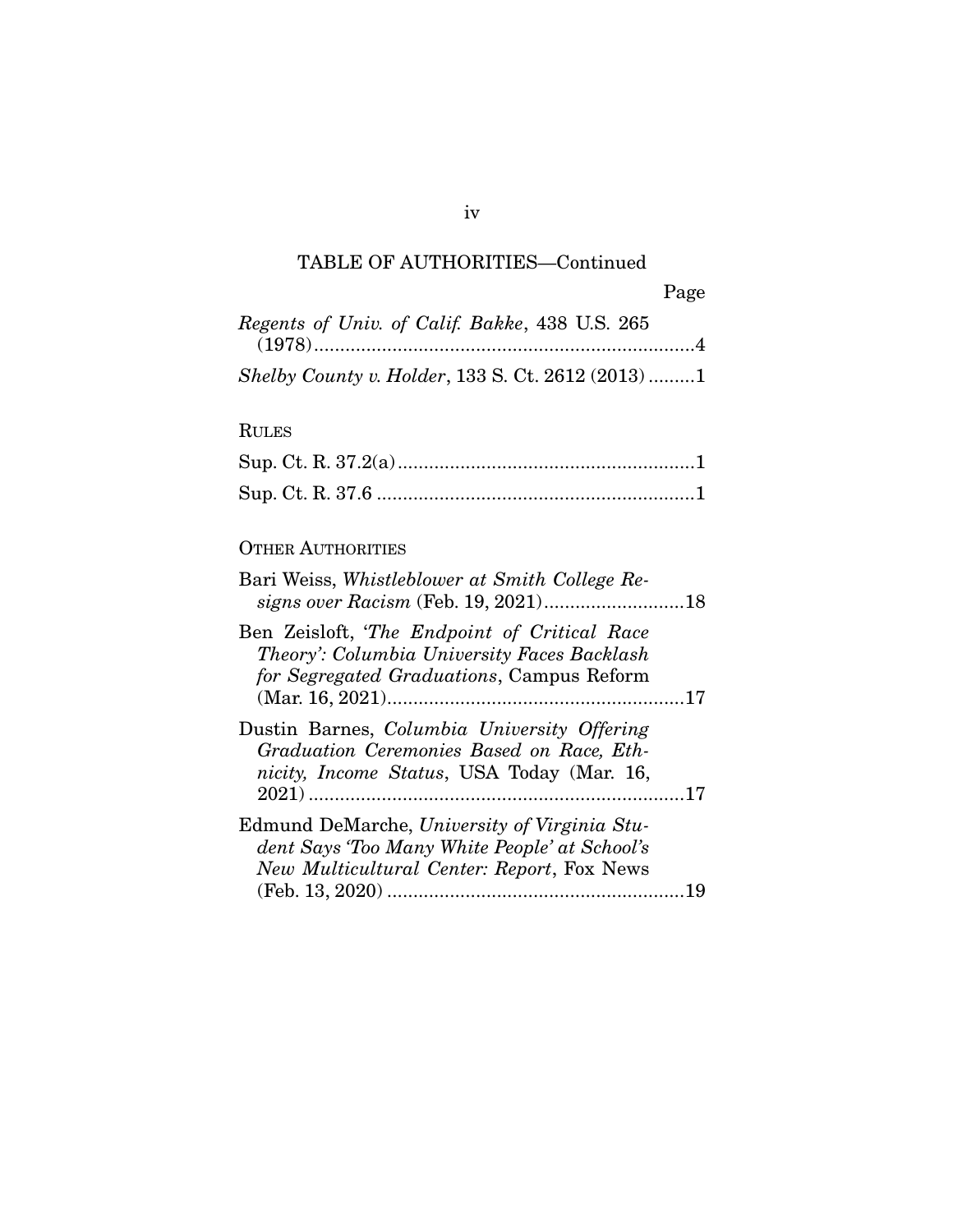TABLE OF AUTHORITIES—Continued

Page

*Regents of Univ. of Calif. Bakke*, 438 U.S. 265 (1978)........................................................................4

*Shelby County v. Holder*, 133 S. Ct. 2612 (2013).........1

RULES

Sup. Ct. R. 37.2(a)........................................................1

Sup. Ct. R. 37.6 ............................................................1

OTHER AUTHORITIES

Bari Weiss, *Whistleblower at Smith College Resigns over Racism* (Feb. 19, 2021)..........................18

Ben Zeisloft, *'The Endpoint of Critical Race Theory': Columbia University Faces Backlash for Segregated Graduations*, Campus Reform (Mar. 16, 2021)........................................................17

Dustin Barnes, *Columbia University Offering Graduation Ceremonies Based on Race, Ethnicity, Income Status*, USA Today (Mar. 16, 2021) .......................................................................17

Edmund DeMarche, *University of Virginia Student Says 'Too Many White People' at School's New Multicultural Center: Report*, Fox News (Feb. 13, 2020) ........................................................19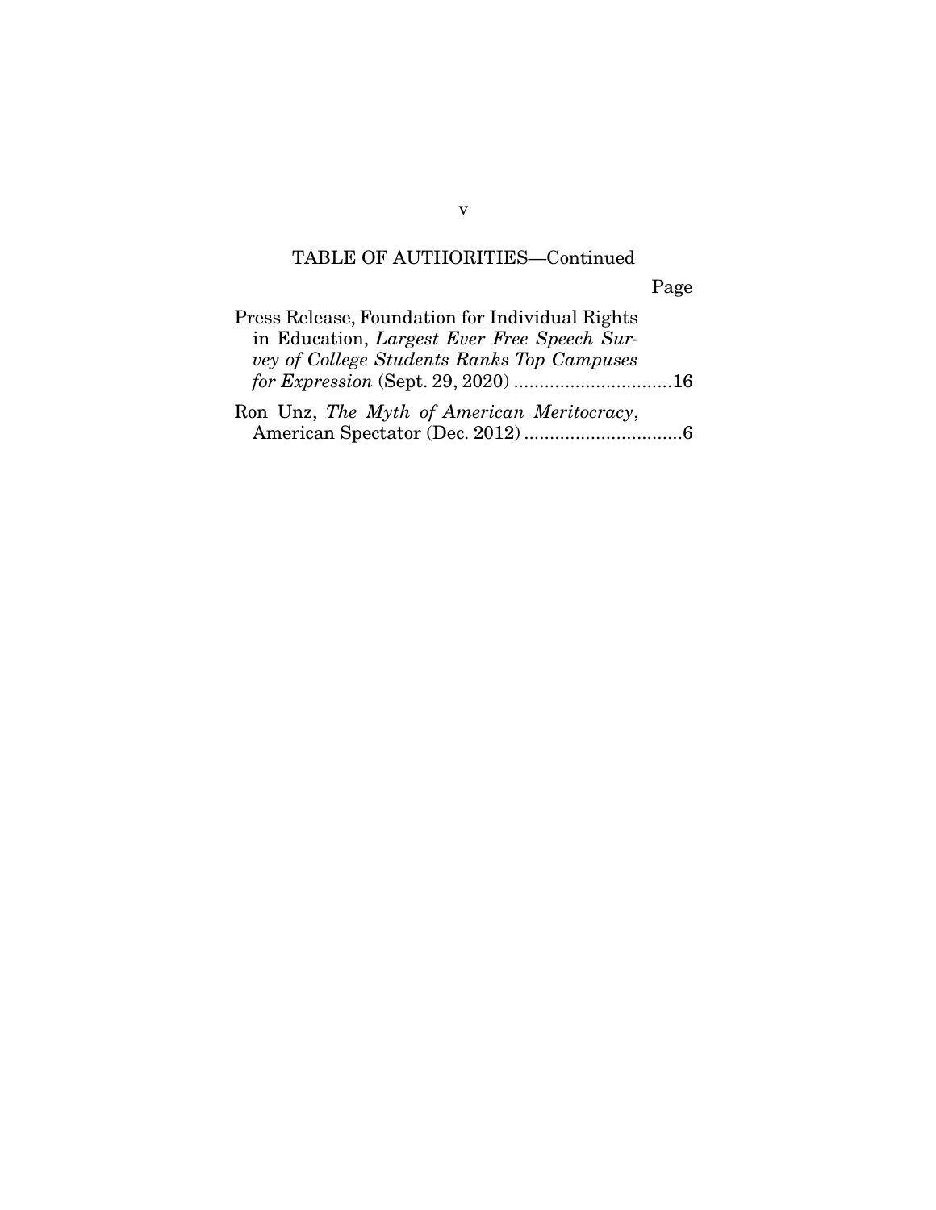TABLE OF AUTHORITIES—Continued

Page

Press Release, Foundation for Individual Rights in Education, *Largest Ever Free Speech Survey of College Students Ranks Top Campuses for Expression* (Sept. 29, 2020) ...............................16

Ron Unz, *The Myth of American Meritocracy*, American Spectator (Dec. 2012) ...............................6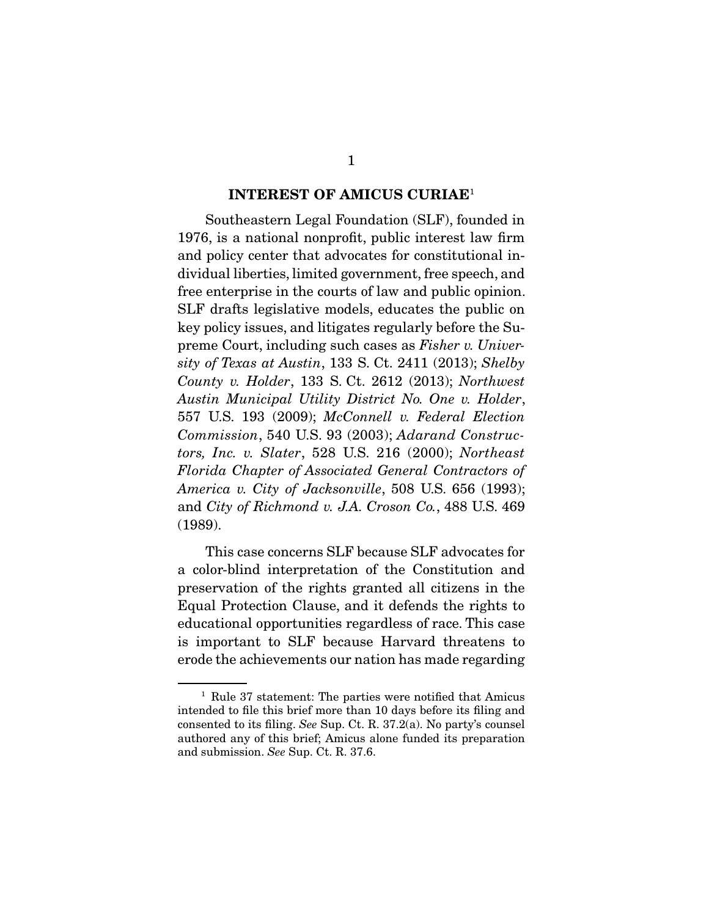## INTEREST OF AMICUS CURIAE[1]

Southeastern Legal Foundation (SLF), founded in 1976, is a national nonprofit, public interest law firm and policy center that advocates for constitutional individual liberties, limited government, free speech, and free enterprise in the courts of law and public opinion. SLF drafts legislative models, educates the public on key policy issues, and litigates regularly before the Supreme Court, including such cases as *Fisher v. University of Texas at Austin*, 133 S. Ct. 2411 (2013); *Shelby County v. Holder*, 133 S. Ct. 2612 (2013); *Northwest Austin Municipal Utility District No. One v. Holder*, 557 U.S. 193 (2009); *McConnell v. Federal Election Commission*, 540 U.S. 93 (2003); *Adarand Constructors, Inc. v. Slater*, 528 U.S. 216 (2000); *Northeast Florida Chapter of Associated General Contractors of America v. City of Jacksonville*, 508 U.S. 656 (1993); and *City of Richmond v. J.A. Croson Co.*, 488 U.S. 469 (1989).

This case concerns SLF because SLF advocates for a color-blind interpretation of the Constitution and preservation of the rights granted all citizens in the Equal Protection Clause, and it defends the rights to educational opportunities regardless of race. This case is important to SLF because Harvard threatens to erode the achievements our nation has made regarding

---

[1] Rule 37 statement: The parties were notified that Amicus intended to file this brief more than 10 days before its filing and consented to its filing. *See* Sup. Ct. R. 37.2(a). No party's counsel authored any of this brief; Amicus alone funded its preparation and submission. *See* Sup. Ct. R. 37.6.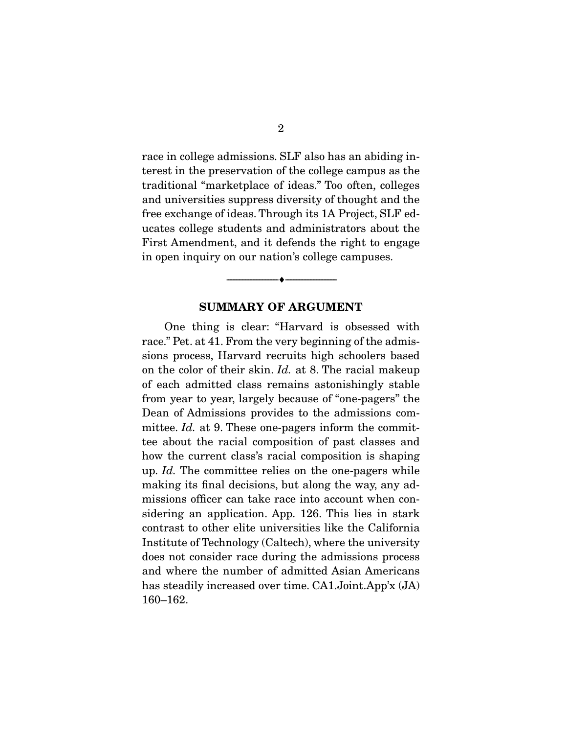race in college admissions. SLF also has an abiding interest in the preservation of the college campus as the traditional "marketplace of ideas." Too often, colleges and universities suppress diversity of thought and the free exchange of ideas. Through its 1A Project, SLF educates college students and administrators about the First Amendment, and it defends the right to engage in open inquiry on our nation's college campuses.

---

## SUMMARY OF ARGUMENT

One thing is clear: "Harvard is obsessed with race." Pet. at 41. From the very beginning of the admissions process, Harvard recruits high schoolers based on the color of their skin. *Id.* at 8. The racial makeup of each admitted class remains astonishingly stable from year to year, largely because of "one-pagers" the Dean of Admissions provides to the admissions committee. *Id.* at 9. These one-pagers inform the committee about the racial composition of past classes and how the current class's racial composition is shaping up. *Id.* The committee relies on the one-pagers while making its final decisions, but along the way, any admissions officer can take race into account when considering an application. App. 126. This lies in stark contrast to other elite universities like the California Institute of Technology (Caltech), where the university does not consider race during the admissions process and where the number of admitted Asian Americans has steadily increased over time. CA1.Joint.App'x (JA) 160–162.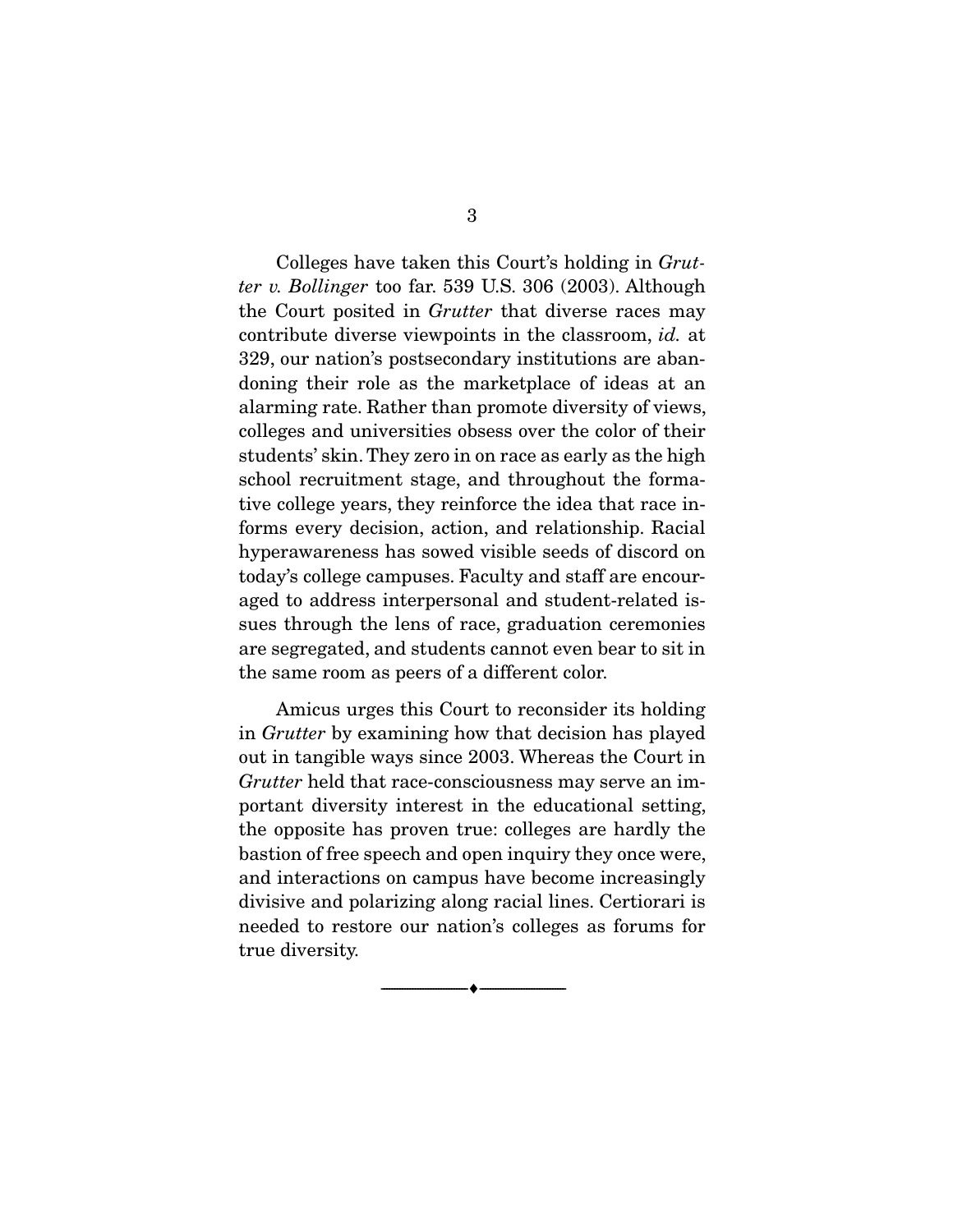Colleges have taken this Court's holding in *Grutter v. Bollinger* too far. 539 U.S. 306 (2003). Although the Court posited in *Grutter* that diverse races may contribute diverse viewpoints in the classroom, *id.* at 329, our nation's postsecondary institutions are abandoning their role as the marketplace of ideas at an alarming rate. Rather than promote diversity of views, colleges and universities obsess over the color of their students' skin. They zero in on race as early as the high school recruitment stage, and throughout the formative college years, they reinforce the idea that race informs every decision, action, and relationship. Racial hyperawareness has sowed visible seeds of discord on today's college campuses. Faculty and staff are encouraged to address interpersonal and student-related issues through the lens of race, graduation ceremonies are segregated, and students cannot even bear to sit in the same room as peers of a different color.

Amicus urges this Court to reconsider its holding in *Grutter* by examining how that decision has played out in tangible ways since 2003. Whereas the Court in *Grutter* held that race-consciousness may serve an important diversity interest in the educational setting, the opposite has proven true: colleges are hardly the bastion of free speech and open inquiry they once were, and interactions on campus have become increasingly divisive and polarizing along racial lines. Certiorari is needed to restore our nation's colleges as forums for true diversity.

---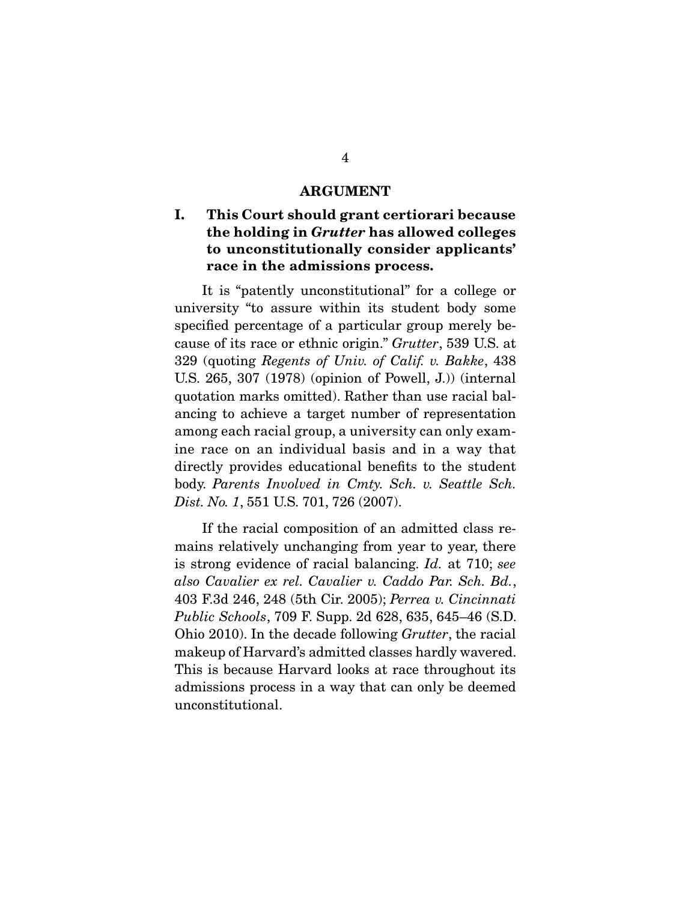## ARGUMENT

### I. This Court should grant certiorari because the holding in *Grutter* has allowed colleges to unconstitutionally consider applicants' race in the admissions process.

It is "patently unconstitutional" for a college or university "to assure within its student body some specified percentage of a particular group merely because of its race or ethnic origin." *Grutter*, 539 U.S. at 329 (quoting *Regents of Univ. of Calif. v. Bakke*, 438 U.S. 265, 307 (1978) (opinion of Powell, J.)) (internal quotation marks omitted). Rather than use racial balancing to achieve a target number of representation among each racial group, a university can only examine race on an individual basis and in a way that directly provides educational benefits to the student body. *Parents Involved in Cmty. Sch. v. Seattle Sch. Dist. No. 1*, 551 U.S. 701, 726 (2007).

If the racial composition of an admitted class remains relatively unchanging from year to year, there is strong evidence of racial balancing. *Id.* at 710; *see also Cavalier ex rel. Cavalier v. Caddo Par. Sch. Bd.*, 403 F.3d 246, 248 (5th Cir. 2005); *Perrea v. Cincinnati Public Schools*, 709 F. Supp. 2d 628, 635, 645–46 (S.D. Ohio 2010). In the decade following *Grutter*, the racial makeup of Harvard's admitted classes hardly wavered. This is because Harvard looks at race throughout its admissions process in a way that can only be deemed unconstitutional.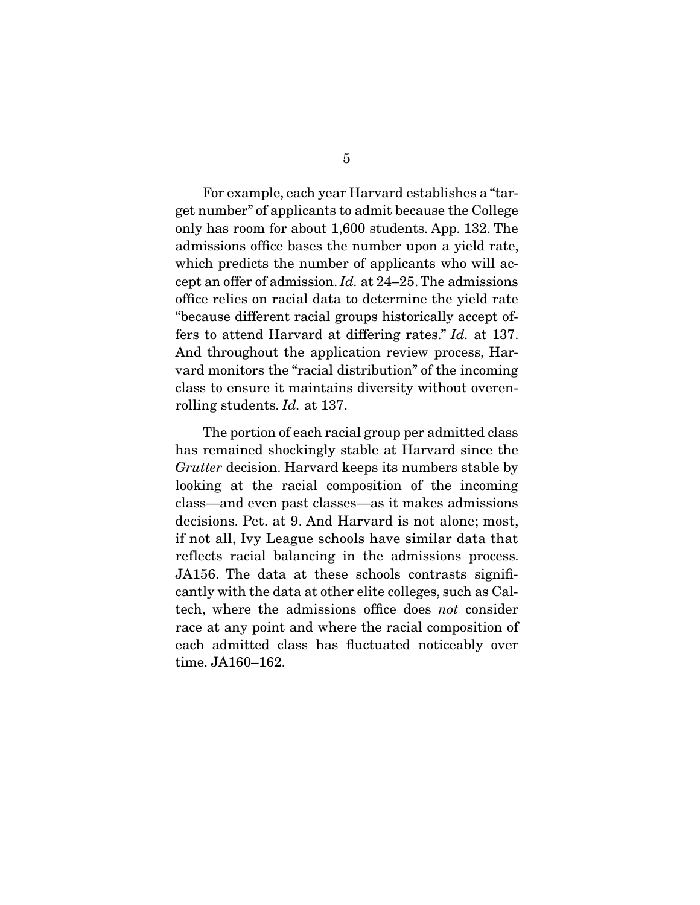For example, each year Harvard establishes a "target number" of applicants to admit because the College only has room for about 1,600 students. App. 132. The admissions office bases the number upon a yield rate, which predicts the number of applicants who will accept an offer of admission. *Id.* at 24–25. The admissions office relies on racial data to determine the yield rate "because different racial groups historically accept offers to attend Harvard at differing rates." *Id.* at 137. And throughout the application review process, Harvard monitors the "racial distribution" of the incoming class to ensure it maintains diversity without overenrolling students. *Id.* at 137.

The portion of each racial group per admitted class has remained shockingly stable at Harvard since the *Grutter* decision. Harvard keeps its numbers stable by looking at the racial composition of the incoming class—and even past classes—as it makes admissions decisions. Pet. at 9. And Harvard is not alone; most, if not all, Ivy League schools have similar data that reflects racial balancing in the admissions process. JA156. The data at these schools contrasts significantly with the data at other elite colleges, such as Caltech, where the admissions office does *not* consider race at any point and where the racial composition of each admitted class has fluctuated noticeably over time. JA160–162.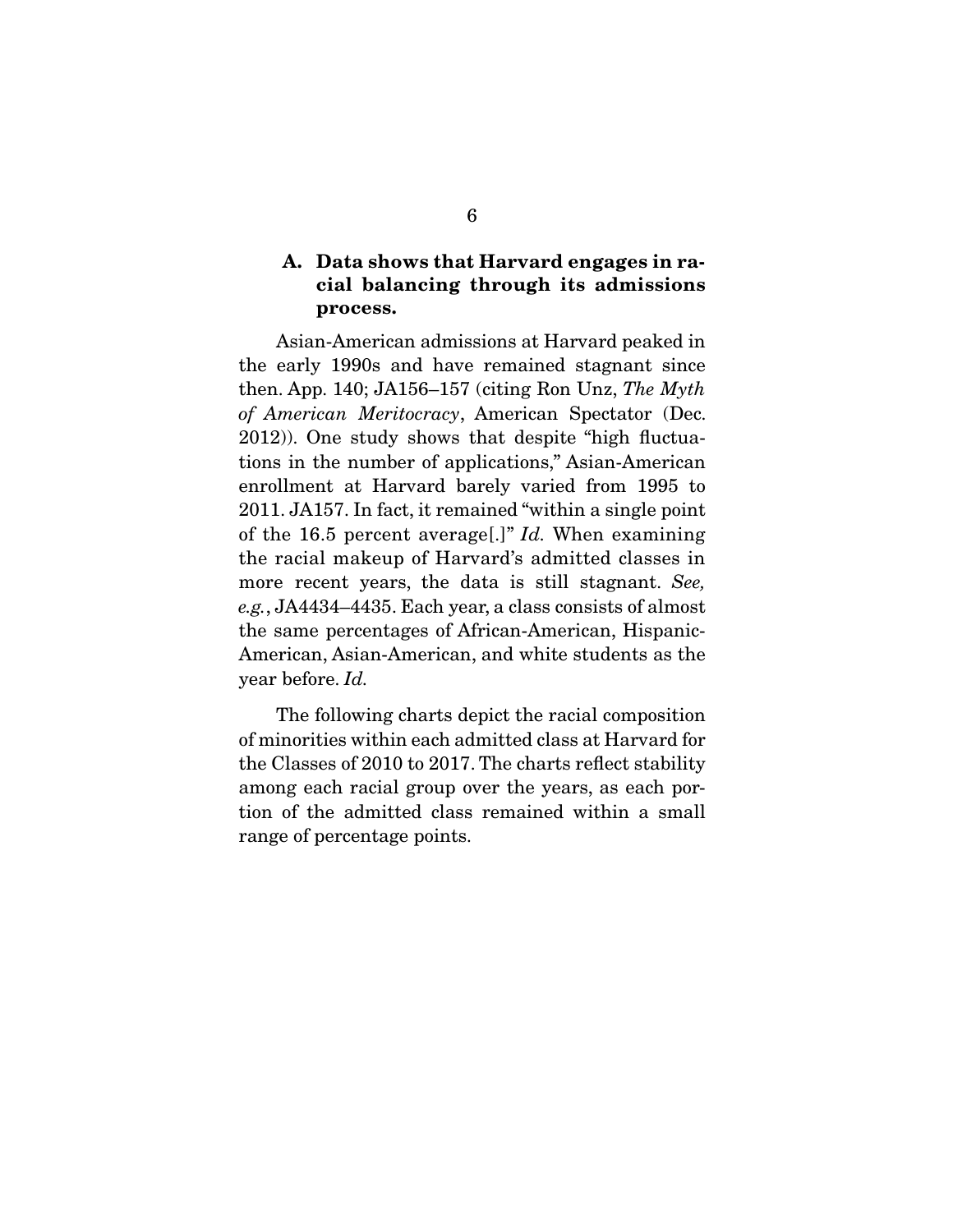### A. Data shows that Harvard engages in racial balancing through its admissions process.

Asian-American admissions at Harvard peaked in the early 1990s and have remained stagnant since then. App. 140; JA156–157 (citing Ron Unz, *The Myth of American Meritocracy*, American Spectator (Dec. 2012)). One study shows that despite "high fluctuations in the number of applications," Asian-American enrollment at Harvard barely varied from 1995 to 2011. JA157. In fact, it remained "within a single point of the 16.5 percent average[.]" *Id.* When examining the racial makeup of Harvard's admitted classes in more recent years, the data is still stagnant. *See, e.g.*, JA4434–4435. Each year, a class consists of almost the same percentages of African-American, Hispanic-American, Asian-American, and white students as the year before. *Id.*

The following charts depict the racial composition of minorities within each admitted class at Harvard for the Classes of 2010 to 2017. The charts reflect stability among each racial group over the years, as each portion of the admitted class remained within a small range of percentage points.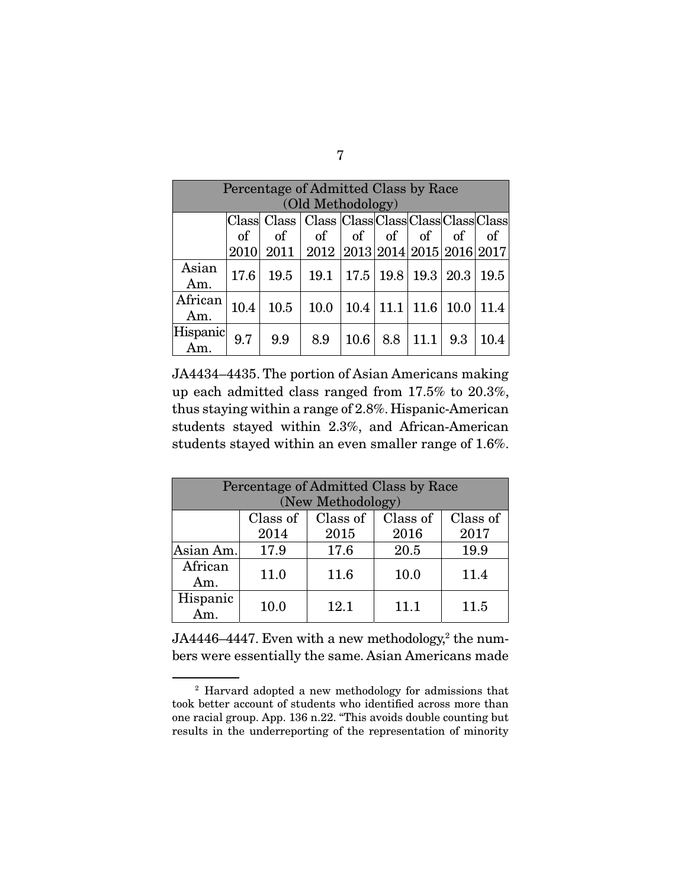| Percentage of Admitted Class by Race (Old Methodology) | | | | | | | | |
|---|---|---|---|---|---|---|---|---|
| | Class of 2010 | Class of 2011 | Class of 2012 | Class of 2013 | Class of 2014 | Class of 2015 | Class of 2016 | Class of 2017 |
| Asian Am. | 17.6 | 19.5 | 19.1 | 17.5 | 19.8 | 19.3 | 20.3 | 19.5 |
| African Am. | 10.4 | 10.5 | 10.0 | 10.4 | 11.1 | 11.6 | 10.0 | 11.4 |
| Hispanic Am. | 9.7 | 9.9 | 8.9 | 10.6 | 8.8 | 11.1 | 9.3 | 10.4 |

JA4434–4435. The portion of Asian Americans making up each admitted class ranged from 17.5% to 20.3%, thus staying within a range of 2.8%. Hispanic-American students stayed within 2.3%, and African-American students stayed within an even smaller range of 1.6%.

| Percentage of Admitted Class by Race (New Methodology) | | | | |
|---|---|---|---|---|
| | Class of 2014 | Class of 2015 | Class of 2016 | Class of 2017 |
| Asian Am. | 17.9 | 17.6 | 20.5 | 19.9 |
| African Am. | 11.0 | 11.6 | 10.0 | 11.4 |
| Hispanic Am. | 10.0 | 12.1 | 11.1 | 11.5 |

JA4446–4447. Even with a new methodology,[2] the numbers were essentially the same. Asian Americans made

---

[2] Harvard adopted a new methodology for admissions that took better account of students who identified across more than one racial group. App. 136 n.22. "This avoids double counting but results in the underreporting of the representation of minority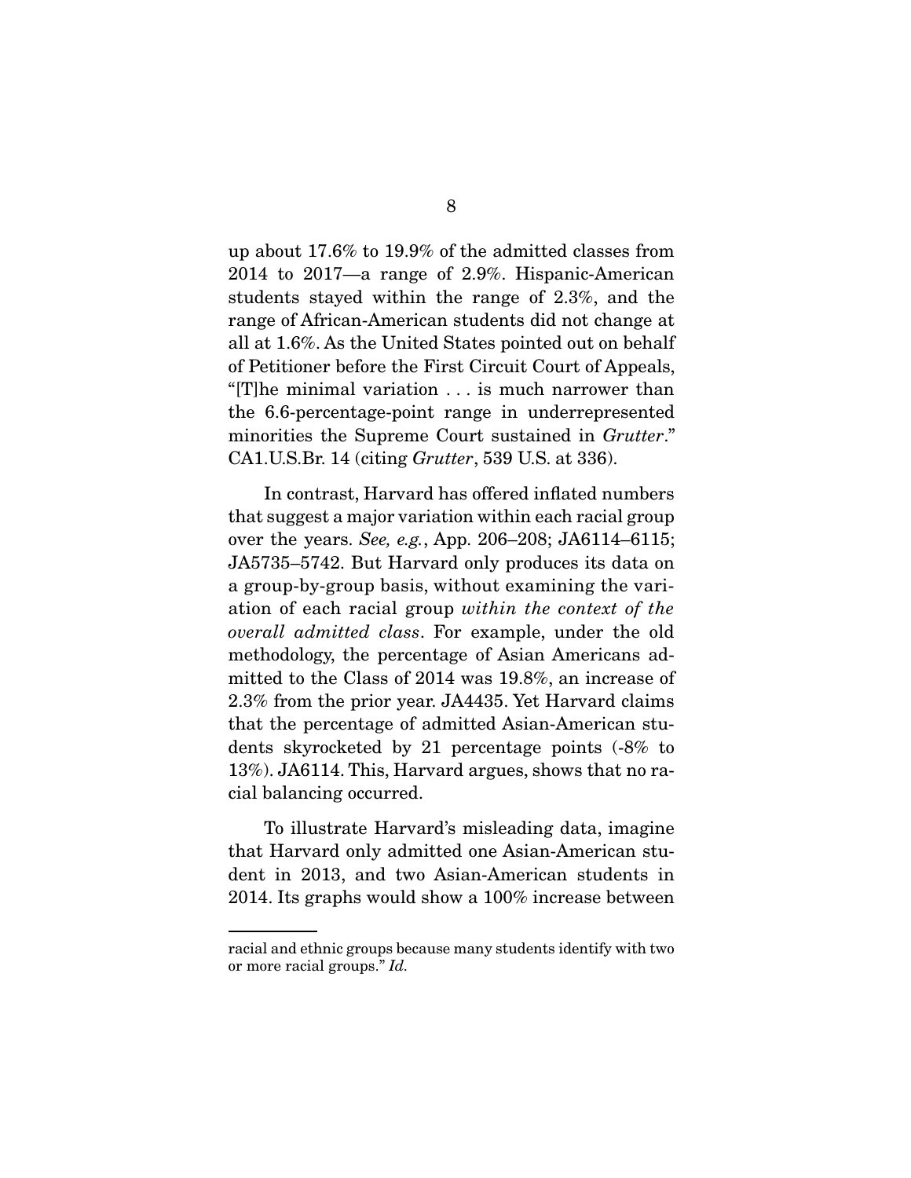up about 17.6% to 19.9% of the admitted classes from 2014 to 2017—a range of 2.9%. Hispanic-American students stayed within the range of 2.3%, and the range of African-American students did not change at all at 1.6%. As the United States pointed out on behalf of Petitioner before the First Circuit Court of Appeals, "[T]he minimal variation . . . is much narrower than the 6.6-percentage-point range in underrepresented minorities the Supreme Court sustained in *Grutter*." CA1.U.S.Br. 14 (citing *Grutter*, 539 U.S. at 336).

In contrast, Harvard has offered inflated numbers that suggest a major variation within each racial group over the years. *See, e.g.*, App. 206–208; JA6114–6115; JA5735–5742. But Harvard only produces its data on a group-by-group basis, without examining the variation of each racial group *within the context of the overall admitted class*. For example, under the old methodology, the percentage of Asian Americans admitted to the Class of 2014 was 19.8%, an increase of 2.3% from the prior year. JA4435. Yet Harvard claims that the percentage of admitted Asian-American students skyrocketed by 21 percentage points (-8% to 13%). JA6114. This, Harvard argues, shows that no racial balancing occurred.

To illustrate Harvard's misleading data, imagine that Harvard only admitted one Asian-American student in 2013, and two Asian-American students in 2014. Its graphs would show a 100% increase between

racial and ethnic groups because many students identify with two or more racial groups." *Id.*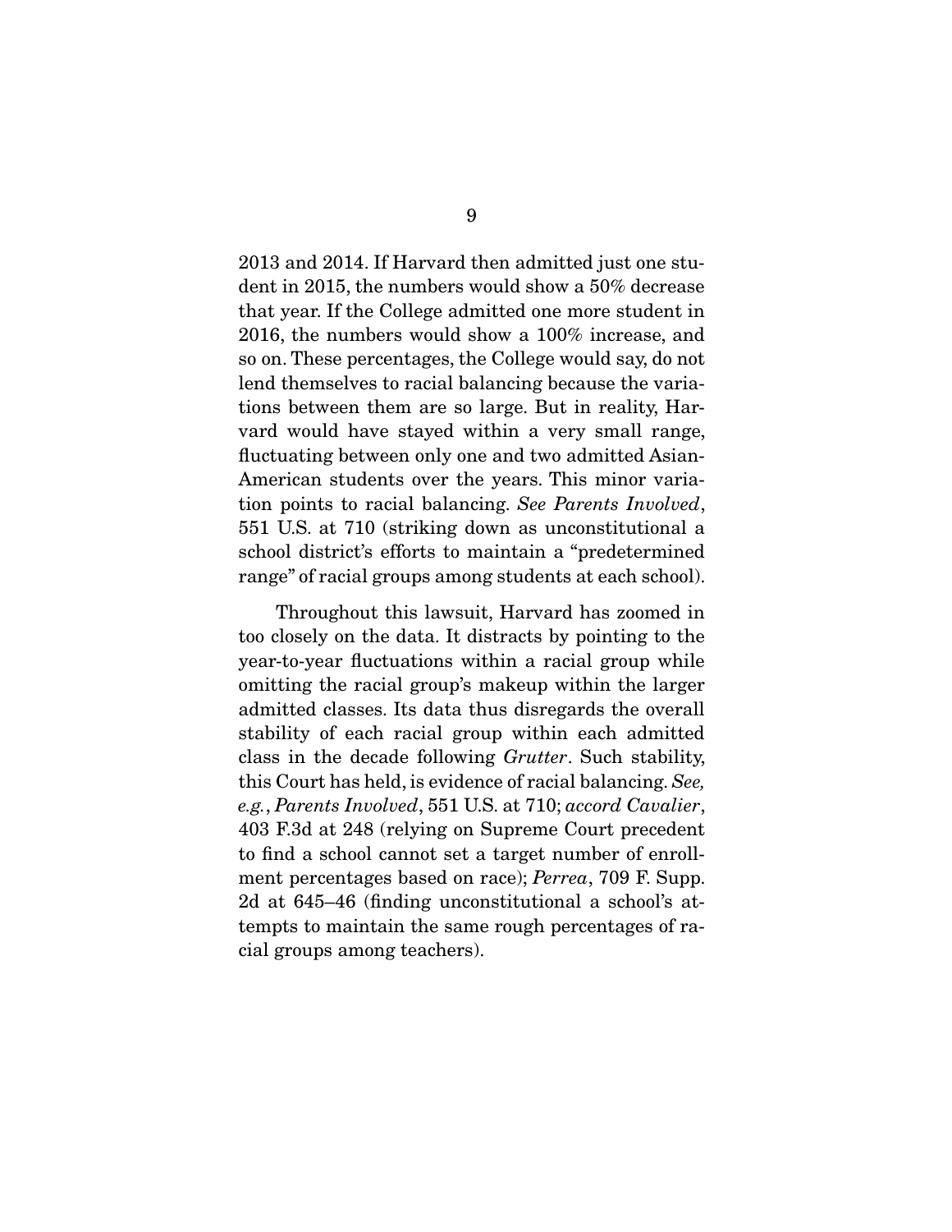2013 and 2014. If Harvard then admitted just one student in 2015, the numbers would show a 50% decrease that year. If the College admitted one more student in 2016, the numbers would show a 100% increase, and so on. These percentages, the College would say, do not lend themselves to racial balancing because the variations between them are so large. But in reality, Harvard would have stayed within a very small range, fluctuating between only one and two admitted Asian-American students over the years. This minor variation points to racial balancing. *See Parents Involved*, 551 U.S. at 710 (striking down as unconstitutional a school district's efforts to maintain a "predetermined range" of racial groups among students at each school).

Throughout this lawsuit, Harvard has zoomed in too closely on the data. It distracts by pointing to the year-to-year fluctuations within a racial group while omitting the racial group's makeup within the larger admitted classes. Its data thus disregards the overall stability of each racial group within each admitted class in the decade following *Grutter*. Such stability, this Court has held, is evidence of racial balancing. *See, e.g.*, *Parents Involved*, 551 U.S. at 710; *accord Cavalier*, 403 F.3d at 248 (relying on Supreme Court precedent to find a school cannot set a target number of enrollment percentages based on race); *Perrea*, 709 F. Supp. 2d at 645–46 (finding unconstitutional a school's attempts to maintain the same rough percentages of racial groups among teachers).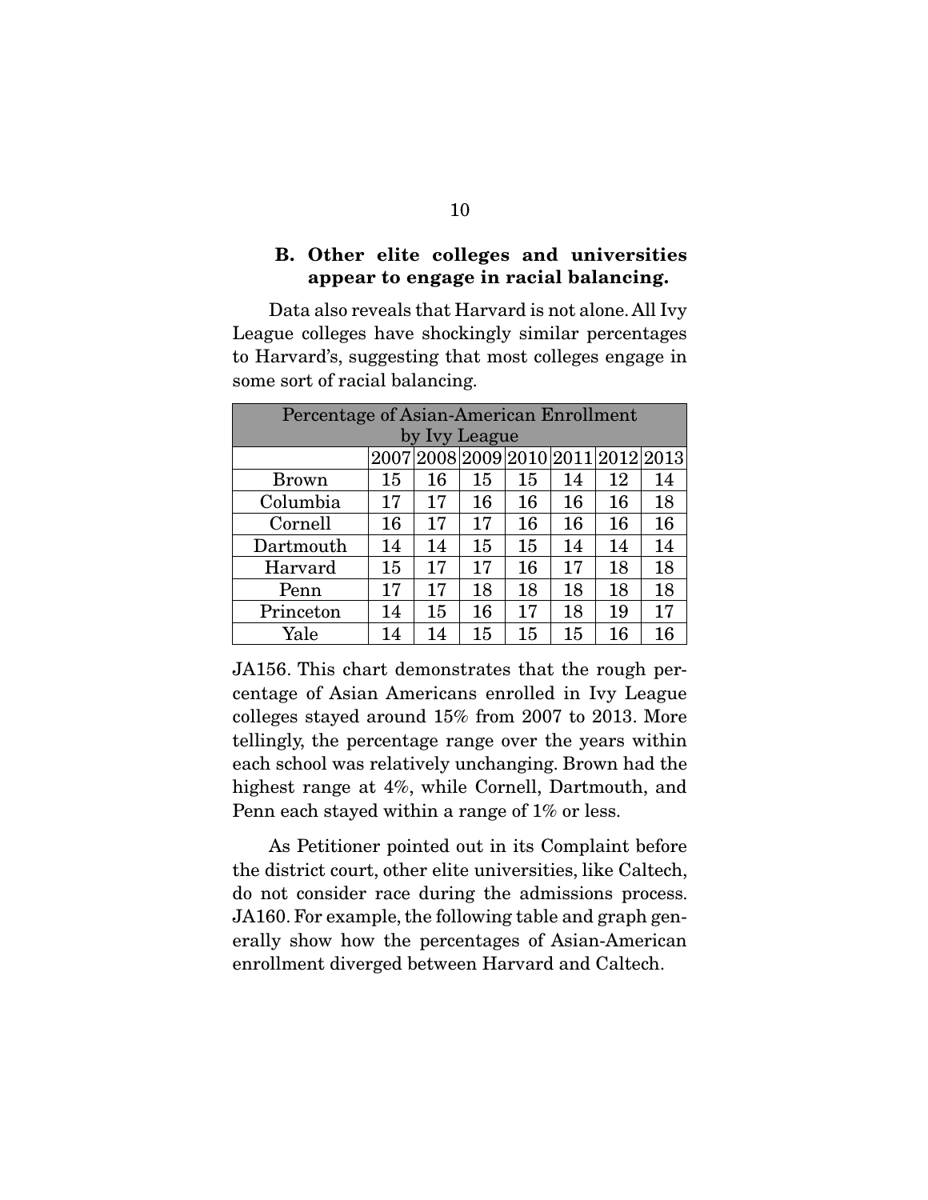### B. Other elite colleges and universities appear to engage in racial balancing.

Data also reveals that Harvard is not alone. All Ivy League colleges have shockingly similar percentages to Harvard's, suggesting that most colleges engage in some sort of racial balancing.

| Percentage of Asian-American Enrollment by Ivy League | | | | | | | |
|---|---|---|---|---|---|---|---|
| | 2007 | 2008 | 2009 | 2010 | 2011 | 2012 | 2013 |
| Brown | 15 | 16 | 15 | 15 | 14 | 12 | 14 |
| Columbia | 17 | 17 | 16 | 16 | 16 | 16 | 18 |
| Cornell | 16 | 17 | 17 | 16 | 16 | 16 | 16 |
| Dartmouth | 14 | 14 | 15 | 15 | 14 | 14 | 14 |
| Harvard | 15 | 17 | 17 | 16 | 17 | 18 | 18 |
| Penn | 17 | 17 | 18 | 18 | 18 | 18 | 18 |
| Princeton | 14 | 15 | 16 | 17 | 18 | 19 | 17 |
| Yale | 14 | 14 | 15 | 15 | 15 | 16 | 16 |

JA156. This chart demonstrates that the rough percentage of Asian Americans enrolled in Ivy League colleges stayed around 15% from 2007 to 2013. More tellingly, the percentage range over the years within each school was relatively unchanging. Brown had the highest range at 4%, while Cornell, Dartmouth, and Penn each stayed within a range of 1% or less.

As Petitioner pointed out in its Complaint before the district court, other elite universities, like Caltech, do not consider race during the admissions process. JA160. For example, the following table and graph generally show how the percentages of Asian-American enrollment diverged between Harvard and Caltech.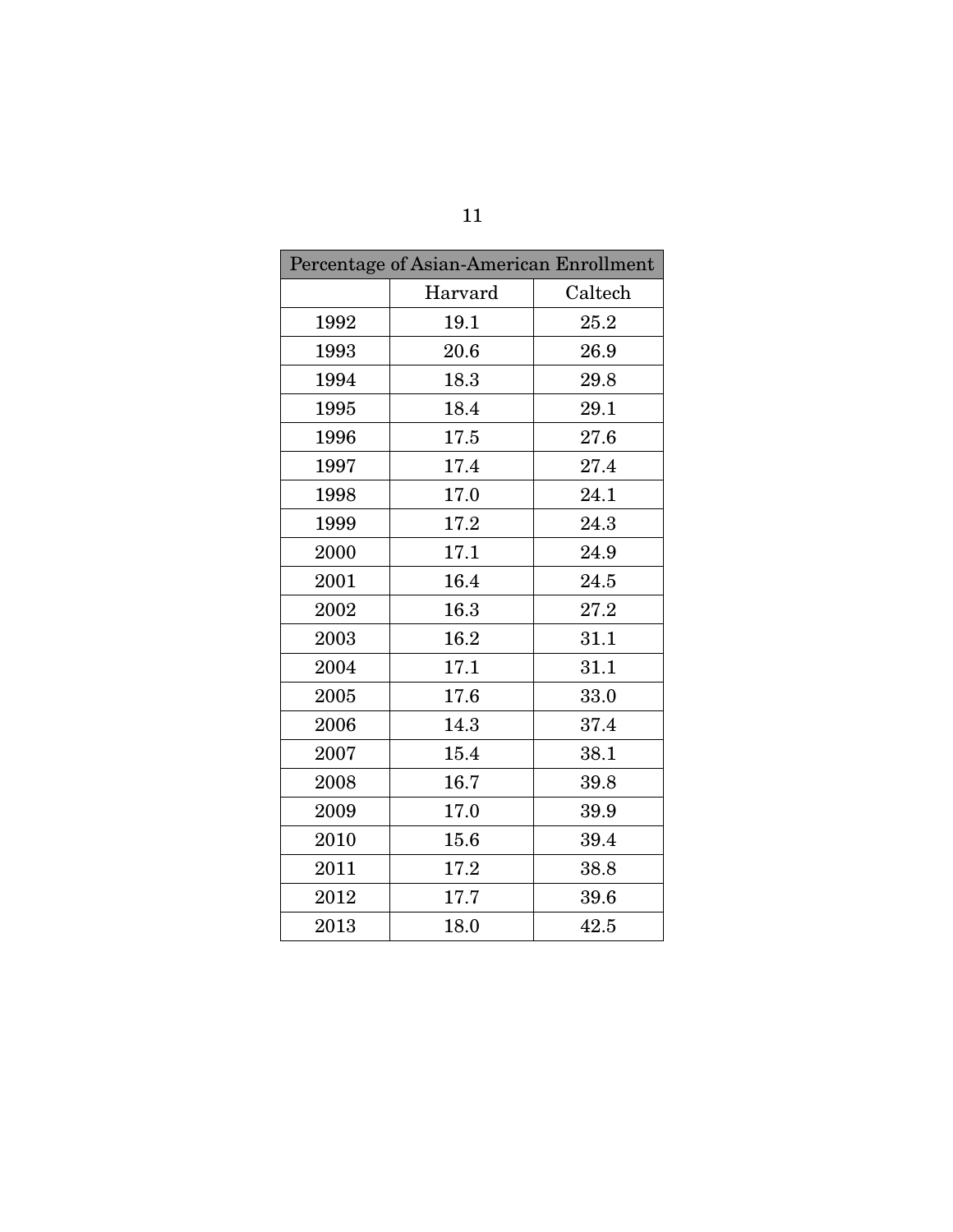| Percentage of Asian-American Enrollment | | |
|---|---|---|
| | Harvard | Caltech |
| 1992 | 19.1 | 25.2 |
| 1993 | 20.6 | 26.9 |
| 1994 | 18.3 | 29.8 |
| 1995 | 18.4 | 29.1 |
| 1996 | 17.5 | 27.6 |
| 1997 | 17.4 | 27.4 |
| 1998 | 17.0 | 24.1 |
| 1999 | 17.2 | 24.3 |
| 2000 | 17.1 | 24.9 |
| 2001 | 16.4 | 24.5 |
| 2002 | 16.3 | 27.2 |
| 2003 | 16.2 | 31.1 |
| 2004 | 17.1 | 31.1 |
| 2005 | 17.6 | 33.0 |
| 2006 | 14.3 | 37.4 |
| 2007 | 15.4 | 38.1 |
| 2008 | 16.7 | 39.8 |
| 2009 | 17.0 | 39.9 |
| 2010 | 15.6 | 39.4 |
| 2011 | 17.2 | 38.8 |
| 2012 | 17.7 | 39.6 |
| 2013 | 18.0 | 42.5 |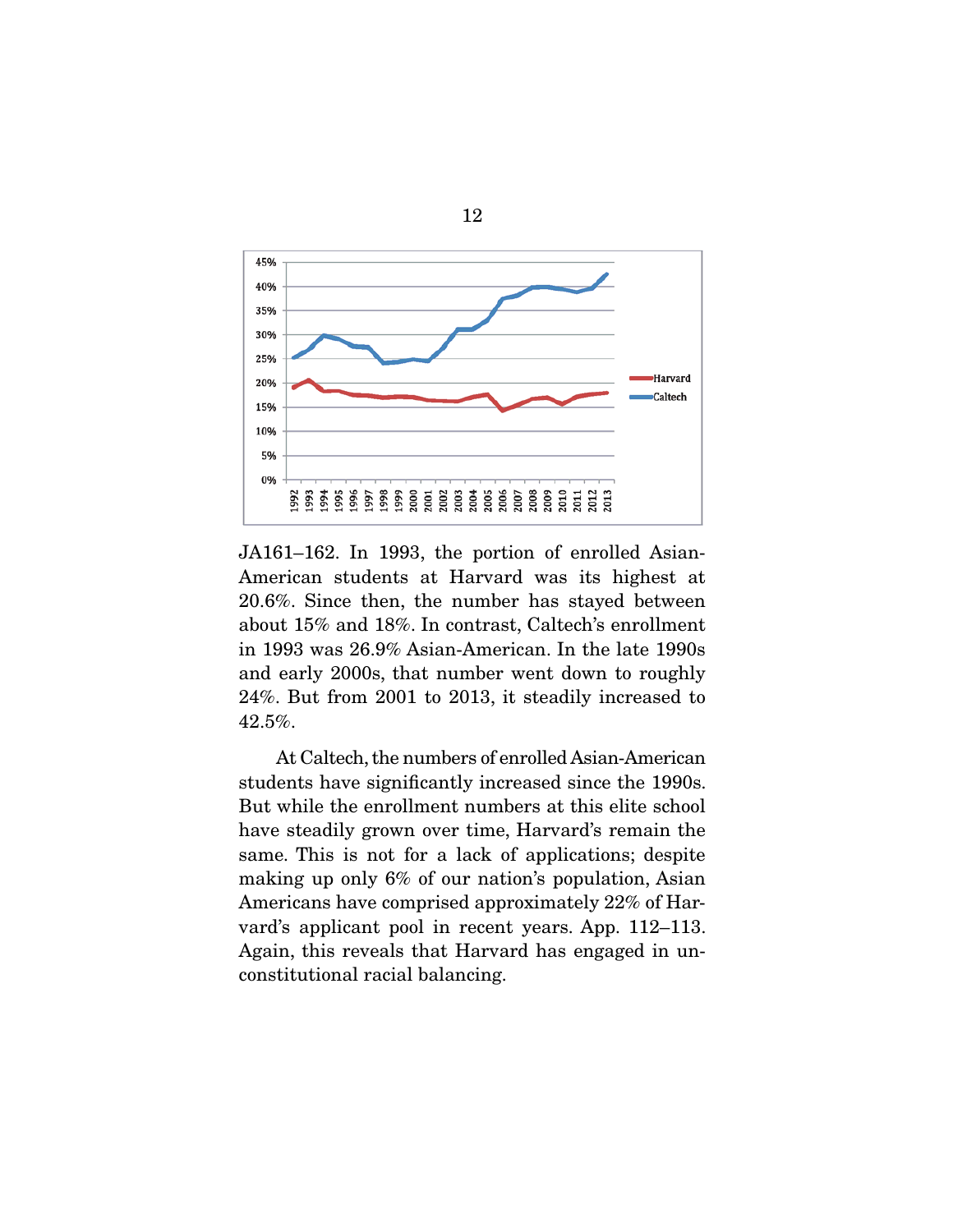JA161–162. In 1993, the portion of enrolled Asian-American students at Harvard was its highest at 20.6%. Since then, the number has stayed between about 15% and 18%. In contrast, Caltech's enrollment in 1993 was 26.9% Asian-American. In the late 1990s and early 2000s, that number went down to roughly 24%. But from 2001 to 2013, it steadily increased to 42.5%.

At Caltech, the numbers of enrolled Asian-American students have significantly increased since the 1990s. But while the enrollment numbers at this elite school have steadily grown over time, Harvard's remain the same. This is not for a lack of applications; despite making up only 6% of our nation's population, Asian Americans have comprised approximately 22% of Harvard's applicant pool in recent years. App. 112–113. Again, this reveals that Harvard has engaged in unconstitutional racial balancing.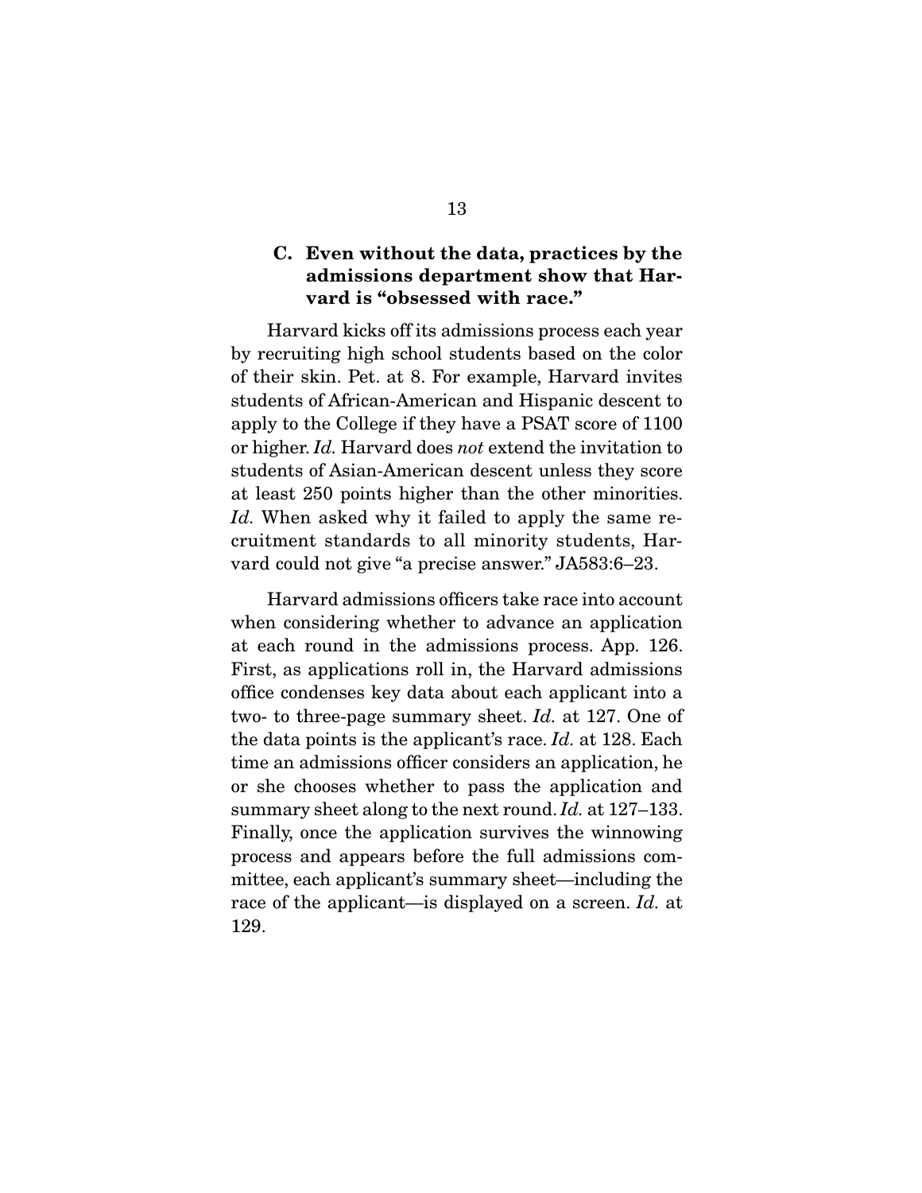### C. Even without the data, practices by the admissions department show that Harvard is "obsessed with race."

Harvard kicks off its admissions process each year by recruiting high school students based on the color of their skin. Pet. at 8. For example, Harvard invites students of African-American and Hispanic descent to apply to the College if they have a PSAT score of 1100 or higher. *Id.* Harvard does *not* extend the invitation to students of Asian-American descent unless they score at least 250 points higher than the other minorities. *Id.* When asked why it failed to apply the same recruitment standards to all minority students, Harvard could not give "a precise answer." JA583:6–23.

Harvard admissions officers take race into account when considering whether to advance an application at each round in the admissions process. App. 126. First, as applications roll in, the Harvard admissions office condenses key data about each applicant into a two- to three-page summary sheet. *Id.* at 127. One of the data points is the applicant's race. *Id.* at 128. Each time an admissions officer considers an application, he or she chooses whether to pass the application and summary sheet along to the next round. *Id.* at 127–133. Finally, once the application survives the winnowing process and appears before the full admissions committee, each applicant's summary sheet—including the race of the applicant—is displayed on a screen. *Id.* at 129.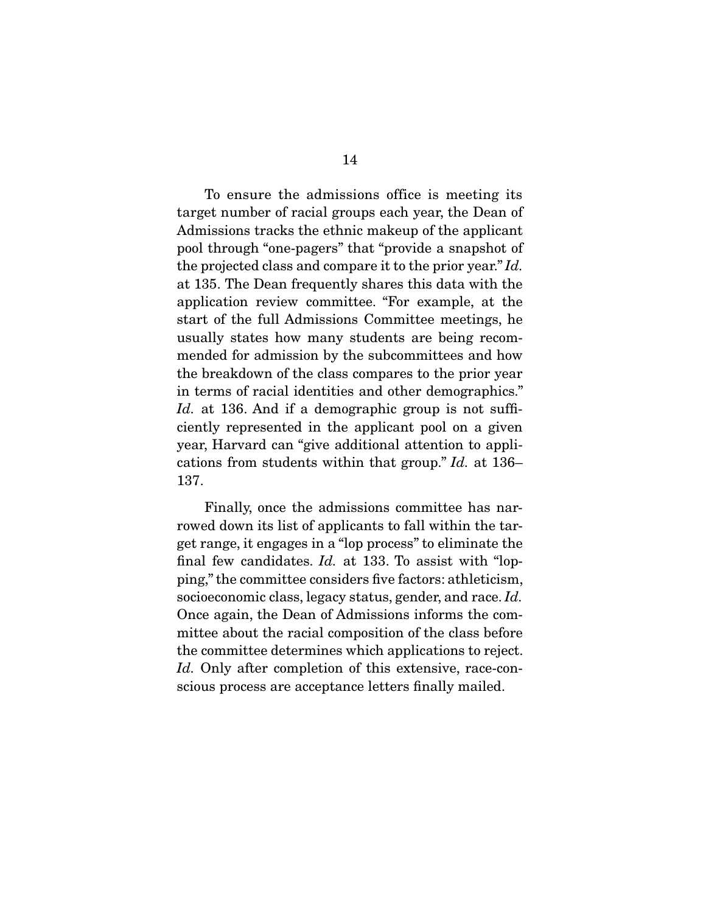To ensure the admissions office is meeting its target number of racial groups each year, the Dean of Admissions tracks the ethnic makeup of the applicant pool through "one-pagers" that "provide a snapshot of the projected class and compare it to the prior year." *Id.* at 135. The Dean frequently shares this data with the application review committee. "For example, at the start of the full Admissions Committee meetings, he usually states how many students are being recommended for admission by the subcommittees and how the breakdown of the class compares to the prior year in terms of racial identities and other demographics." *Id.* at 136. And if a demographic group is not sufficiently represented in the applicant pool on a given year, Harvard can "give additional attention to applications from students within that group." *Id.* at 136–137.

Finally, once the admissions committee has narrowed down its list of applicants to fall within the target range, it engages in a "lop process" to eliminate the final few candidates. *Id.* at 133. To assist with "lopping," the committee considers five factors: athleticism, socioeconomic class, legacy status, gender, and race. *Id.* Once again, the Dean of Admissions informs the committee about the racial composition of the class before the committee determines which applications to reject. *Id.* Only after completion of this extensive, race-conscious process are acceptance letters finally mailed.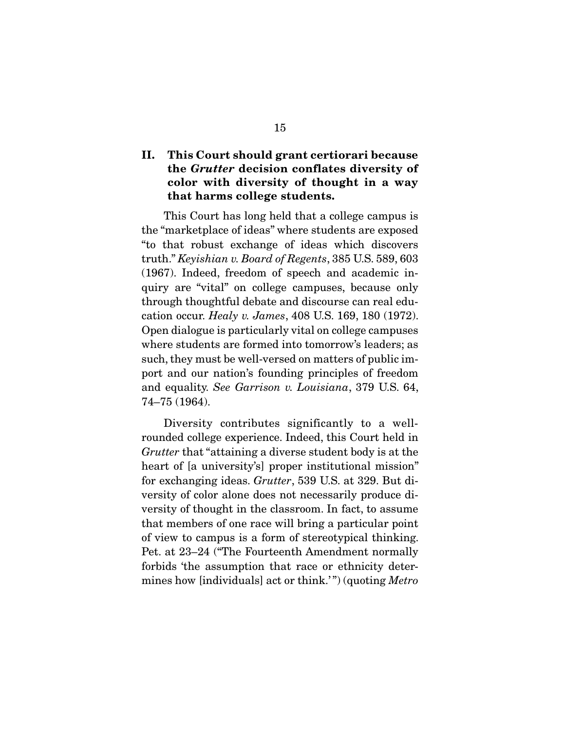## II. This Court should grant certiorari because the *Grutter* decision conflates diversity of color with diversity of thought in a way that harms college students.

This Court has long held that a college campus is the "marketplace of ideas" where students are exposed "to that robust exchange of ideas which discovers truth." *Keyishian v. Board of Regents*, 385 U.S. 589, 603 (1967). Indeed, freedom of speech and academic inquiry are "vital" on college campuses, because only through thoughtful debate and discourse can real education occur. *Healy v. James*, 408 U.S. 169, 180 (1972). Open dialogue is particularly vital on college campuses where students are formed into tomorrow's leaders; as such, they must be well-versed on matters of public import and our nation's founding principles of freedom and equality. *See Garrison v. Louisiana*, 379 U.S. 64, 74–75 (1964).

Diversity contributes significantly to a well-rounded college experience. Indeed, this Court held in *Grutter* that "attaining a diverse student body is at the heart of [a university's] proper institutional mission" for exchanging ideas. *Grutter*, 539 U.S. at 329. But diversity of color alone does not necessarily produce diversity of thought in the classroom. In fact, to assume that members of one race will bring a particular point of view to campus is a form of stereotypical thinking. Pet. at 23–24 ("The Fourteenth Amendment normally forbids 'the assumption that race or ethnicity determines how [individuals] act or think.'") (quoting *Metro*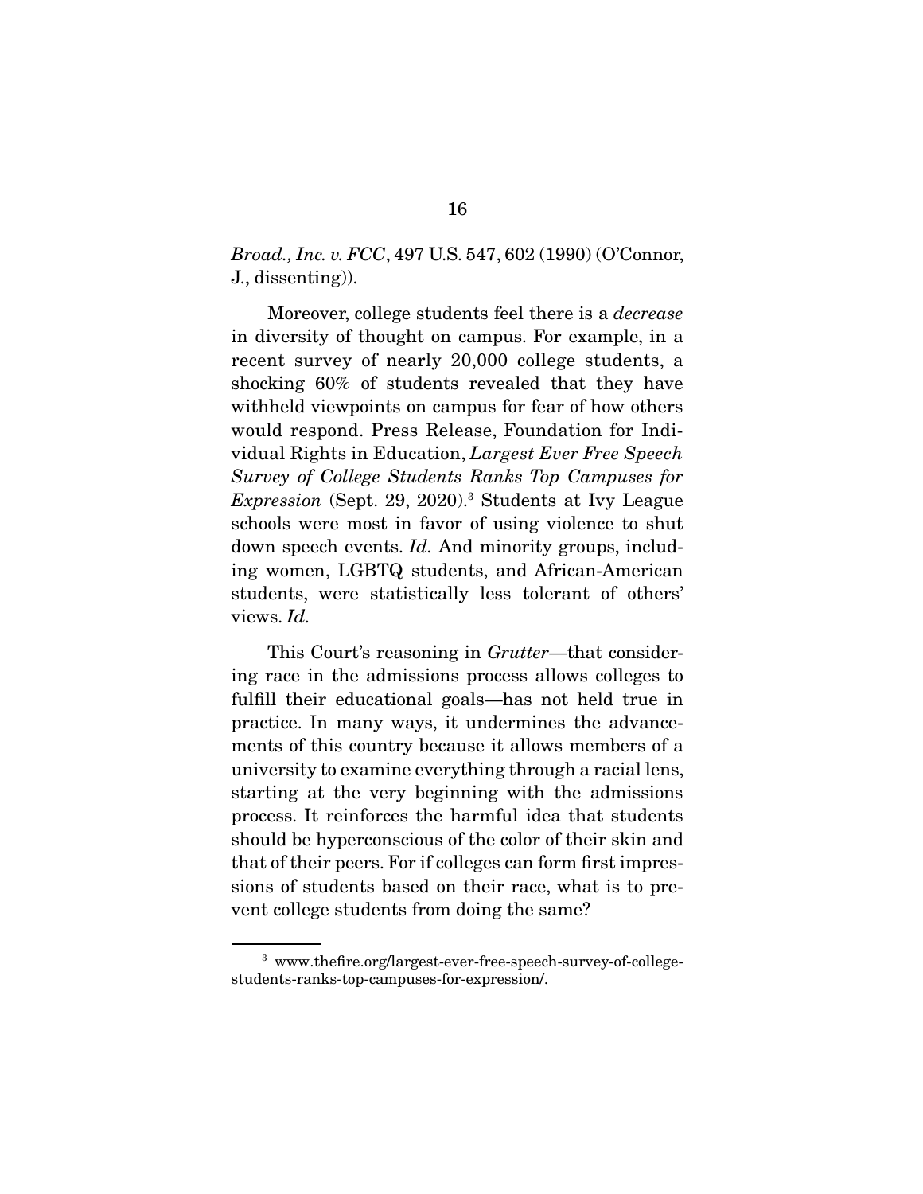*Broad., Inc. v. FCC*, 497 U.S. 547, 602 (1990) (O'Connor, J., dissenting)).

Moreover, college students feel there is a *decrease* in diversity of thought on campus. For example, in a recent survey of nearly 20,000 college students, a shocking 60% of students revealed that they have withheld viewpoints on campus for fear of how others would respond. Press Release, Foundation for Individual Rights in Education, *Largest Ever Free Speech Survey of College Students Ranks Top Campuses for Expression* (Sept. 29, 2020).[3] Students at Ivy League schools were most in favor of using violence to shut down speech events. *Id.* And minority groups, including women, LGBTQ students, and African-American students, were statistically less tolerant of others' views. *Id.*

This Court's reasoning in *Grutter*—that considering race in the admissions process allows colleges to fulfill their educational goals—has not held true in practice. In many ways, it undermines the advancements of this country because it allows members of a university to examine everything through a racial lens, starting at the very beginning with the admissions process. It reinforces the harmful idea that students should be hyperconscious of the color of their skin and that of their peers. For if colleges can form first impressions of students based on their race, what is to prevent college students from doing the same?

[3] www.thefire.org/largest-ever-free-speech-survey-of-college-students-ranks-top-campuses-for-expression/.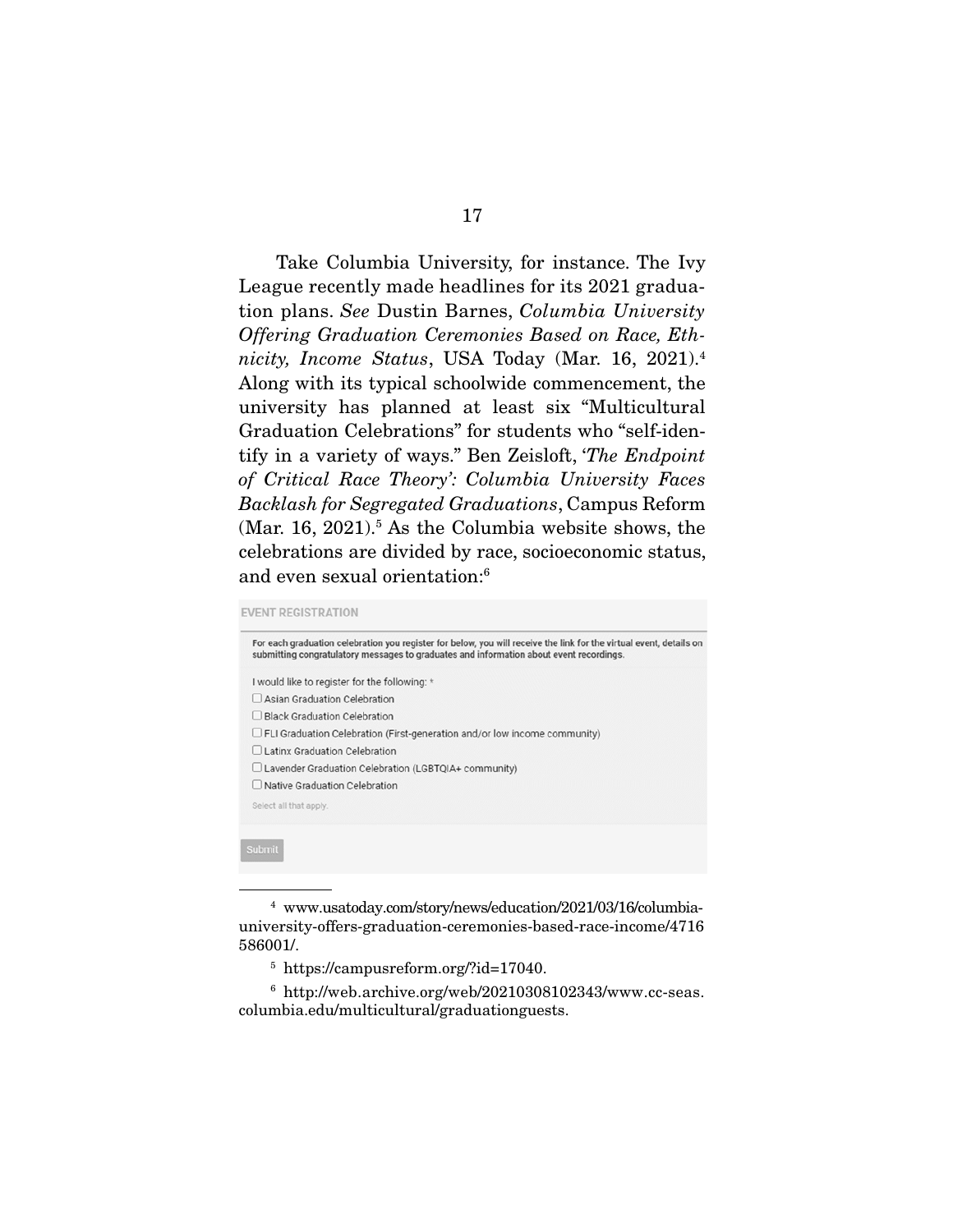Take Columbia University, for instance. The Ivy League recently made headlines for its 2021 graduation plans. *See* Dustin Barnes, *Columbia University Offering Graduation Ceremonies Based on Race, Ethnicity, Income Status*, USA Today (Mar. 16, 2021).[4] Along with its typical schoolwide commencement, the university has planned at least six "Multicultural Graduation Celebrations" for students who "self-identify in a variety of ways." Ben Zeisloft, '*The Endpoint of Critical Race Theory': Columbia University Faces Backlash for Segregated Graduations*, Campus Reform (Mar. 16, 2021).[5] As the Columbia website shows, the celebrations are divided by race, socioeconomic status, and even sexual orientation:[6]

**EVENT REGISTRATION**

For each graduation celebration you register for below, you will receive the link for the virtual event, details on submitting congratulatory messages to graduates and information about event recordings.

I would like to register for the following: *

- ☐ Asian Graduation Celebration
- ☐ Black Graduation Celebration
- ☐ FLI Graduation Celebration (First-generation and/or low income community)
- ☐ Latinx Graduation Celebration
- ☐ Lavender Graduation Celebration (LGBTQIA+ community)
- ☐ Native Graduation Celebration

Select all that apply.

Submit

---

[4] www.usatoday.com/story/news/education/2021/03/16/columbia-university-offers-graduation-ceremonies-based-race-income/4716586001/.

[5] https://campusreform.org/?id=17040.

[6] http://web.archive.org/web/20210308102343/www.cc-seas.columbia.edu/multicultural/graduationguests.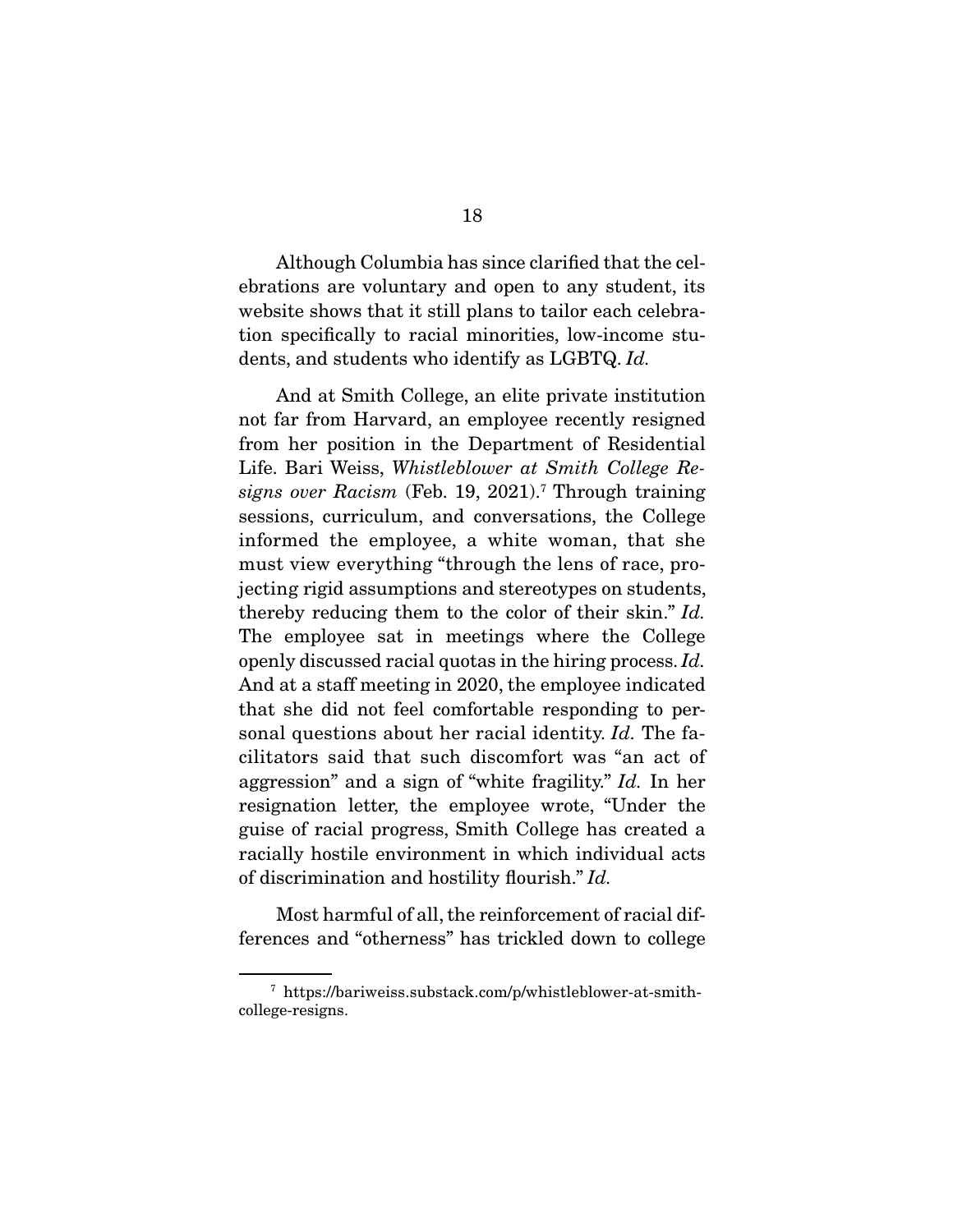Although Columbia has since clarified that the celebrations are voluntary and open to any student, its website shows that it still plans to tailor each celebration specifically to racial minorities, low-income students, and students who identify as LGBTQ. *Id.*

And at Smith College, an elite private institution not far from Harvard, an employee recently resigned from her position in the Department of Residential Life. Bari Weiss, *Whistleblower at Smith College Resigns over Racism* (Feb. 19, 2021).[7] Through training sessions, curriculum, and conversations, the College informed the employee, a white woman, that she must view everything "through the lens of race, projecting rigid assumptions and stereotypes on students, thereby reducing them to the color of their skin." *Id.* The employee sat in meetings where the College openly discussed racial quotas in the hiring process. *Id.* And at a staff meeting in 2020, the employee indicated that she did not feel comfortable responding to personal questions about her racial identity. *Id.* The facilitators said that such discomfort was "an act of aggression" and a sign of "white fragility." *Id.* In her resignation letter, the employee wrote, "Under the guise of racial progress, Smith College has created a racially hostile environment in which individual acts of discrimination and hostility flourish." *Id.*

Most harmful of all, the reinforcement of racial differences and "otherness" has trickled down to college

---

[7] https://bariweiss.substack.com/p/whistleblower-at-smith-college-resigns.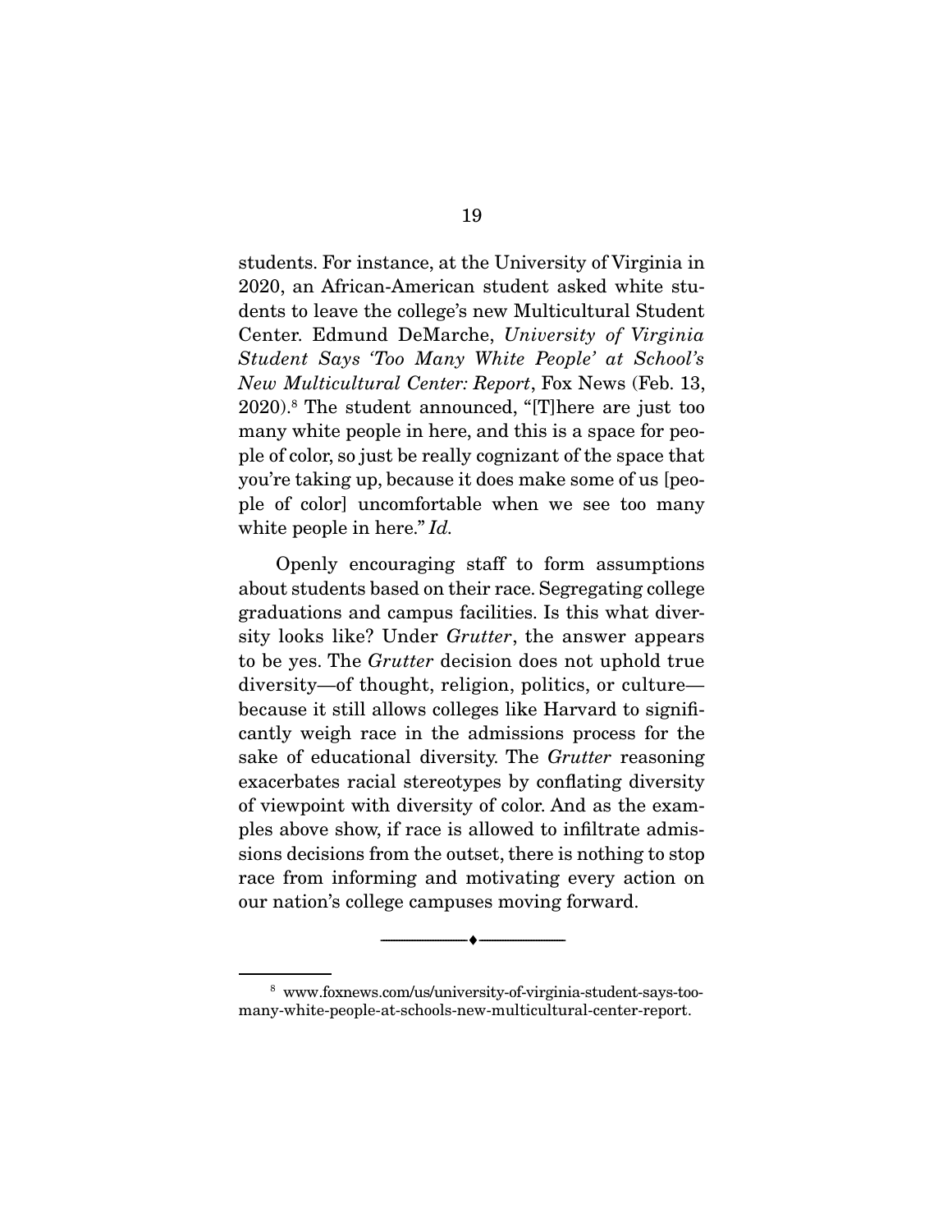students. For instance, at the University of Virginia in 2020, an African-American student asked white students to leave the college's new Multicultural Student Center. Edmund DeMarche, *University of Virginia Student Says 'Too Many White People' at School's New Multicultural Center: Report*, Fox News (Feb. 13, 2020).[8] The student announced, "[T]here are just too many white people in here, and this is a space for people of color, so just be really cognizant of the space that you're taking up, because it does make some of us [people of color] uncomfortable when we see too many white people in here." *Id.*

Openly encouraging staff to form assumptions about students based on their race. Segregating college graduations and campus facilities. Is this what diversity looks like? Under *Grutter*, the answer appears to be yes. The *Grutter* decision does not uphold true diversity—of thought, religion, politics, or culture—because it still allows colleges like Harvard to significantly weigh race in the admissions process for the sake of educational diversity. The *Grutter* reasoning exacerbates racial stereotypes by conflating diversity of viewpoint with diversity of color. And as the examples above show, if race is allowed to infiltrate admissions decisions from the outset, there is nothing to stop race from informing and motivating every action on our nation's college campuses moving forward.

---

[8] www.foxnews.com/us/university-of-virginia-student-says-too-many-white-people-at-schools-new-multicultural-center-report.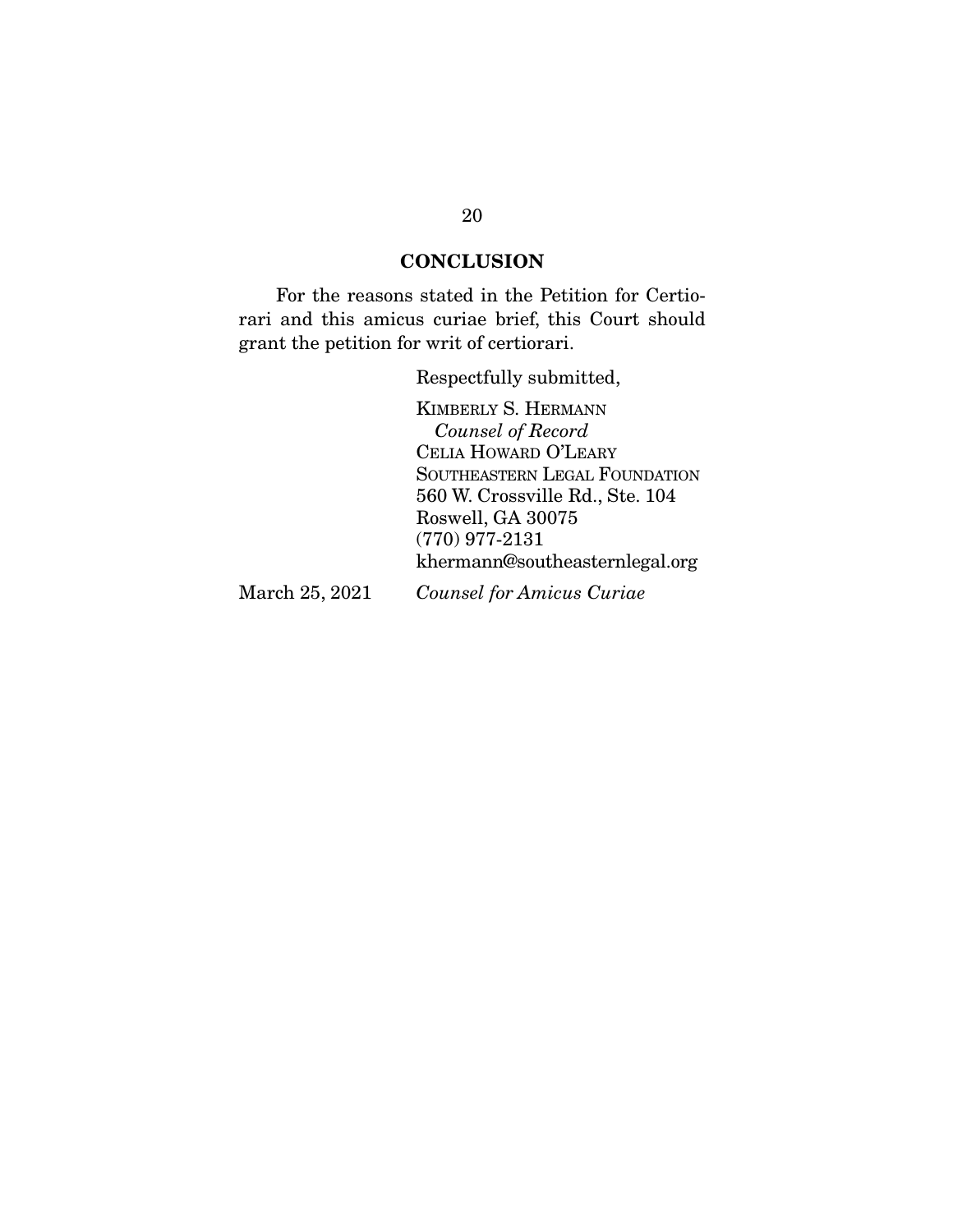## CONCLUSION

For the reasons stated in the Petition for Certiorari and this amicus curiae brief, this Court should grant the petition for writ of certiorari.

Respectfully submitted,

KIMBERLY S. HERMANN
*Counsel of Record*
CELIA HOWARD O'LEARY
SOUTHEASTERN LEGAL FOUNDATION
560 W. Crossville Rd., Ste. 104
Roswell, GA 30075
(770) 977-2131
khermann@southeasternlegal.org

March 25, 2021 *Counsel for Amicus Curiae*